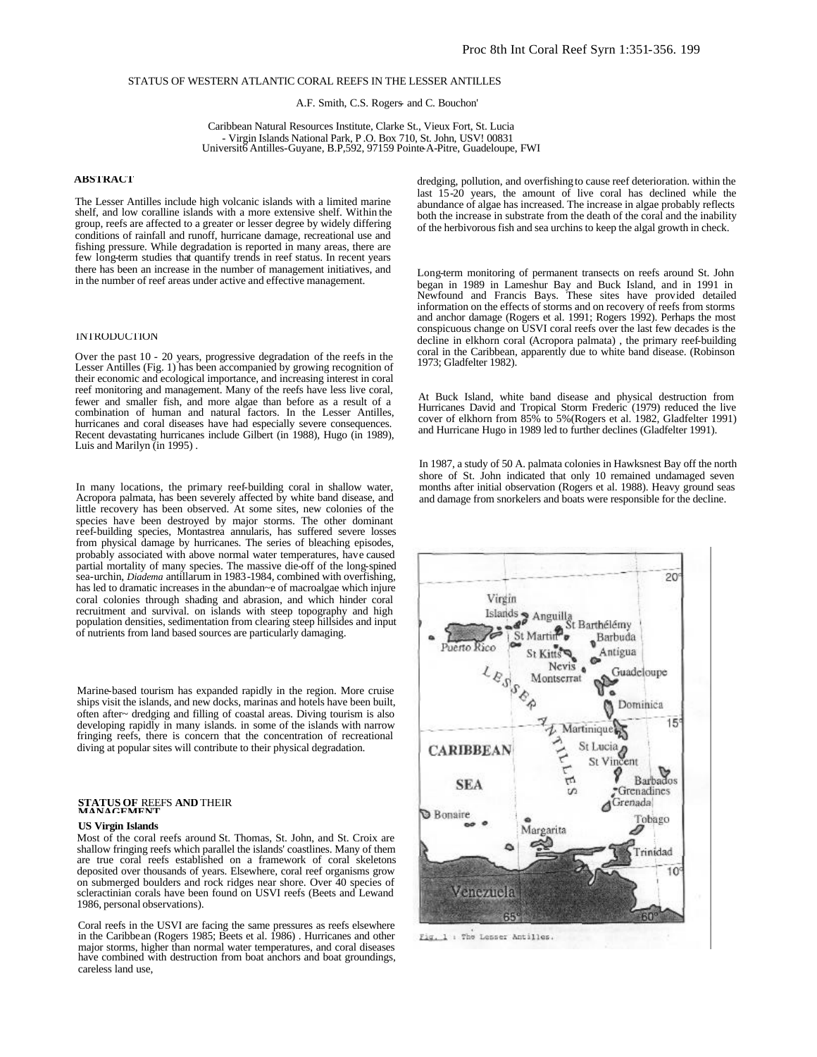# STATUS OF WESTERN ATLANTIC CORAL REEFS IN THE LESSER ANTILLES

A.F. Smith, C.S. Rogers and C. Bouchon'

Caribbean Natural Resources Institute, Clarke St., Vieux Fort, St. Lucia
- Virgin Islands National Park, P.O. Box 710, St. John, USV! 00831
Universit6 Antilles-Guyane, B.P,592, 97159 Pointe-A-Pitre, Guadeloupe, FWI

## ABSTRACT

The Lesser Antilles include high volcanic islands with a limited marine shelf, and low coralline islands with a more extensive shelf. Within the group, reefs are affected to a greater or lesser degree by widely differing conditions of rainfall and runoff, hurricane damage, recreational use and fishing pressure. While degradation is reported in many areas, there are few long-term studies that quantify trends in reef status. In recent years there has been an increase in the number of management initiatives, and in the number of reef areas under active and effective management.

## INTRODUCTION

Over the past 10 - 20 years, progressive degradation of the reefs in the Lesser Antilles (Fig. 1) has been accompanied by growing recognition of their economic and ecological importance, and increasing interest in coral reef monitoring and management. Many of the reefs have less live coral, fewer and smaller fish, and more algae than before as a result of a combination of human and natural factors. In the Lesser Antilles, hurricanes and coral diseases have had especially severe consequences. Recent devastating hurricanes include Gilbert (in 1988), Hugo (in 1989), Luis and Marilyn (in 1995).

In many locations, the primary reef-building coral in shallow water, Acropora palmata, has been severely affected by white band disease, and little recovery has been observed. At some sites, new colonies of the species have been destroyed by major storms. The other dominant reef-building species, Montastrea annularis, has suffered severe losses from physical damage by hurricanes. The series of bleaching episodes, probably associated with above normal water temperatures, have caused partial mortality of many species. The massive die-off of the long-spined sea-urchin, *Diadema* antillarum in 1983-1984, combined with overfishing, has led to dramatic increases in the abundan~e of macroalgae which injure coral colonies through shading and abrasion, and which hinder coral recruitment and survival. on islands with steep topography and high population densities, sedimentation from clearing steep hillsides and input of nutrients from land based sources are particularly damaging.

Marine-based tourism has expanded rapidly in the region. More cruise ships visit the islands, and new docks, marinas and hotels have been built, often after~ dredging and filling of coastal areas. Diving tourism is also developing rapidly in many islands. in some of the islands with narrow fringing reefs, there is concern that the concentration of recreational diving at popular sites will contribute to their physical degradation.

## STATUS OF REEFS AND THEIR MANAGEMENT

### US Virgin Islands

Most of the coral reefs around St. Thomas, St. John, and St. Croix are shallow fringing reefs which parallel the islands' coastlines. Many of them are true coral reefs established on a framework of coral skeletons deposited over thousands of years. Elsewhere, coral reef organisms grow on submerged boulders and rock ridges near shore. Over 40 species of scleractinian corals have been found on USVI reefs (Beets and Lewand 1986, personal observations).

Coral reefs in the USVI are facing the same pressures as reefs elsewhere in the Caribbean (Rogers 1985; Beets et al. 1986). Hurricanes and other major storms, higher than normal water temperatures, and coral diseases have combined with destruction from boat anchors and boat groundings, careless land use, dredging, pollution, and overfishing to cause reef deterioration. within the last 15-20 years, the amount of live coral has declined while the abundance of algae has increased. The increase in algae probably reflects both the increase in substrate from the death of the coral and the inability of the herbivorous fish and sea urchins to keep the algal growth in check.

Long-term monitoring of permanent transects on reefs around St. John began in 1989 in Lameshur Bay and Buck Island, and in 1991 in Newfound and Francis Bays. These sites have provided detailed information on the effects of storms and on recovery of reefs from storms and anchor damage (Rogers et al. 1991; Rogers 1992). Perhaps the most conspicuous change on USVI coral reefs over the last few decades is the decline in elkhorn coral (Acropora palmata), the primary reef-building coral in the Caribbean, apparently due to white band disease. (Robinson 1973; Gladfelter 1982).

At Buck Island, white band disease and physical destruction from Hurricanes David and Tropical Storm Frederic (1979) reduced the live cover of elkhorn from 85% to 5%(Rogers et al. 1982, Gladfelter 1991) and Hurricane Hugo in 1989 led to further declines (Gladfelter 1991).

In 1987, a study of 50 A. palmata colonies in Hawksnest Bay off the north shore of St. John indicated that only 10 remained undamaged seven months after initial observation (Rogers et al. 1988). Heavy ground seas and damage from snorkelers and boats were responsible for the decline.

Fig. 1 : The Lesser Antilles.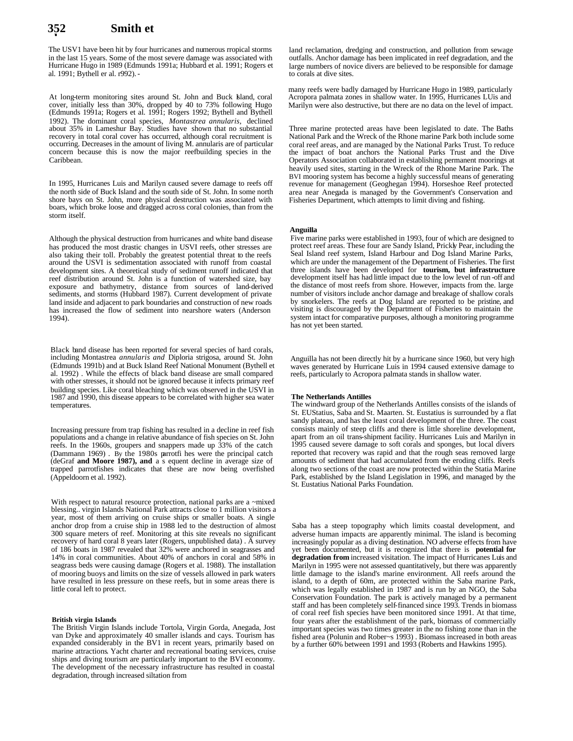The USV1 have been hit by four hurricanes and numerous rropical storms in the last 15 years. Some of the most severe damage was associated with Hurricane Hugo in 1989 (Edmunds 1991a; Hubbard et al. 1991; Rogers et al. 1991; Bythell er al. r992). -

At long-term monitoring sites around St. John and Buck Island, coral cover, initially less than 30%, dropped by 40 to 73% following Hugo (Edmunds 1991a; Rogers et al. 1991; Rogers 1992; Bythell and Bythell 1992). The dominant coral species, *Montastrea annularis*, declined about 35% in Lameshur Bay. Studies have shown that no substantial recovery in total coral cover has occurred, although coral recruitment is occurring. Decreases in the amount of living M. annularis are of particular concern because this is now the major reefbuilding species in the Caribbean.

In 1995, Hurricanes Luis and Marilyn caused severe damage to reefs off the north side of Buck Island and the south side of St. John. In some north shore bays on St. John, more physical destruction was associated with boars, which broke loose and dragged across coral colonies, than from the storm itself.

Although the physical destruction from hurricanes and white band disease has produced the most drastic changes in USVI reefs, other stresses are also taking their toll. Probably the greatest potential threat to the reefs around the USVI is sedimentation associated with runoff from coastal development sites. A theoretical study of sediment runoff indicated that reef distribution around St. John is a function of watershed size, bay exposure and bathymetry, distance from sources of land-derived sediments, and storms (Hubbard 1987). Current development of private land inside and adjacent to park boundaries and construction of new roads has increased the flow of sediment into nearshore waters (Anderson 1994).

Black band disease has been reported for several species of hard corals, including Montastrea *annularis and* Diploria strigosa, around St. John (Edmunds 1991b) and at Buck Island Reef National Monument (Bythell et al. 1992) . While the effects of black band disease are small compared with other stresses, it should not be ignored because it infects primary reef building species. Like coral bleaching which was observed in the USVI in 1987 and 1990, this disease appears to be correlated with higher sea water temperatures.

Increasing pressure from trap fishing has resulted in a decline in reef fish populations and a change in relative abundance of fish species on St. John reefs. In the 1960s, groupers and snappers made up 33% of the catch (Dammann 1969) . By the 1980s parrotfi hes were the principal catch (deGraf **and Moore 1987), and** a s equent decline in average size of trapped parrotfishes indicates that these are now being overfished (Appeldoorn et al. 1992).

With respect to natural resource protection, national parks are a ~mixed blessing.. virgin Islands National Park attracts close to 1 million visitors a year, most of them arriving on cruise ships or smaller boats. A single anchor drop from a cruise ship in 1988 led to the destruction of almost 300 square meters of reef. Monitoring at this site reveals no significant recovery of hard coral 8 years later (Rogers, unpublished data) . A survey of 186 boats in 1987 revealed that 32% were anchored in seagrasses and 14% in coral communities. About 40% of anchors in coral and 58% in seagrass beds were causing damage (Rogers et al. 1988). The installation of mooring buoys and limits on the size of vessels allowed in park waters have resulted in less pressure on these reefs, but in some areas there is little coral left to protect.

**British virgin Islands**

The British Virgin Islands include Tortola, Virgin Gorda, Anegada, Jost van Dyke and approximately 40 smaller islands and cays. Tourism has expanded considerably in the BV1 in recent years, primarily based on marine attractions. Yacht charter and recreational boating services, cruise ships and diving tourism are particularly important to the BVI economy. The development of the necessary infrastructure has resulted in coastal degradation, through increased siltation from land reclamation, dredging and construction, and pollution from sewage outfalls. Anchor damage has been implicated in reef degradation, and the large numbers of novice divers are believed to be responsible for damage to corals at dive sites.

many reefs were badly damaged by Hurricane Hugo in 1989, particularly Acropora palmata zones in shallow water. In 1995, Hurricanes LUis and Marilyn were also destructive, but there are no data on the level of impact.

Three marine protected areas have been legislated to date. The Baths National Park and the Wreck of the Rhone marine Park both include some coral reef areas, and are managed by the National Parks Trust. To reduce the impact of boat anchors the National Parks Trust and the Dive Operators Association collaborated in establishing permanent moorings at heavily used sites, starting in the Wreck of the Rhone Marine Park. The BVI mooring system has become a highly successful means of generating revenue for management (Geoghegan 1994). Horseshoe Reef protected area near Anegada is managed by the Government's Conservation and Fisheries Department, which attempts to limit diving and fishing.

**Anguilla**

Five marine parks were established in 1993, four of which are designed to protect reef areas. These four are Sandy Island, Prickly Pear, including the Seal Island reef system, Island Harbour and Dog Island Marine Parks, which are under the management of the Department of Fisheries. The first three islands have been developed for **tourism, but infrastructure** development itself has had little impact due to the low level of run-off and the distance of most reefs from shore. However, impacts from the. large number of visitors include anchor damage and breakage of shallow corals by snorkelers. The reefs at Dog Island are reported to be pristine, and visiting is discouraged by the Department of Fisheries to maintain the system intact for comparative purposes, although a monitoring programme has not yet been started.

Anguilla has not been directly hit by a hurricane since 1960, but very high waves generated by Hurricane Luis in 1994 caused extensive damage to reefs, particularly to Acropora palmata stands in shallow water.

**The Netherlands Antilles**

The windward group of the Netherlands Antilles consists of the islands of St. EUStatius, Saba and St. Maarten. St. Eustatius is surrounded by a flat sandy plateau, and has the least coral development of the three. The coast consists mainly of steep cliffs and there is little shoreline development, apart from an oil trans-shipment facility. Hurricanes Luis and Marilyn in 1995 caused severe damage to soft corals and sponges, but local divers reported that recovery was rapid and that the rough seas removed large amounts of sediment that had accumulated from the eroding cliffs. Reefs along two sections of the coast are now protected within the Statia Marine Park, established by the Island Legislation in 1996, and managed by the St. Eustatius National Parks Foundation.

Saba has a steep topography which limits coastal development, and adverse human impacts are apparently minimal. The island is becoming increasingly popular as a diving destination. NO adverse effects from have yet been documented, but it is recognized that there is **potential for degradation from** increased visitation. The impact of Hurricanes Luis and Marilyn in 1995 were not assessed quantitatively, but there was apparently little damage to the island's marine environment. All reefs around the island, to a depth of 60m, are protected within the Saba marine Park, which was legally established in 1987 and is run by an NGO, the Saba Conservation Foundation. The park is actively managed by a permanent staff and has been completely self-financed since 1993. Trends in biomass of coral reef fish species have been monitored since 1991. At that time, four years after the establishment of the park, biomass of commercially important species was two times greater in the no fishing zone than in the fished area (Polunin and Rober~s 1993) . Biomass increased in both areas by a further 60% between 1991 and 1993 (Roberts and Hawkins 1995).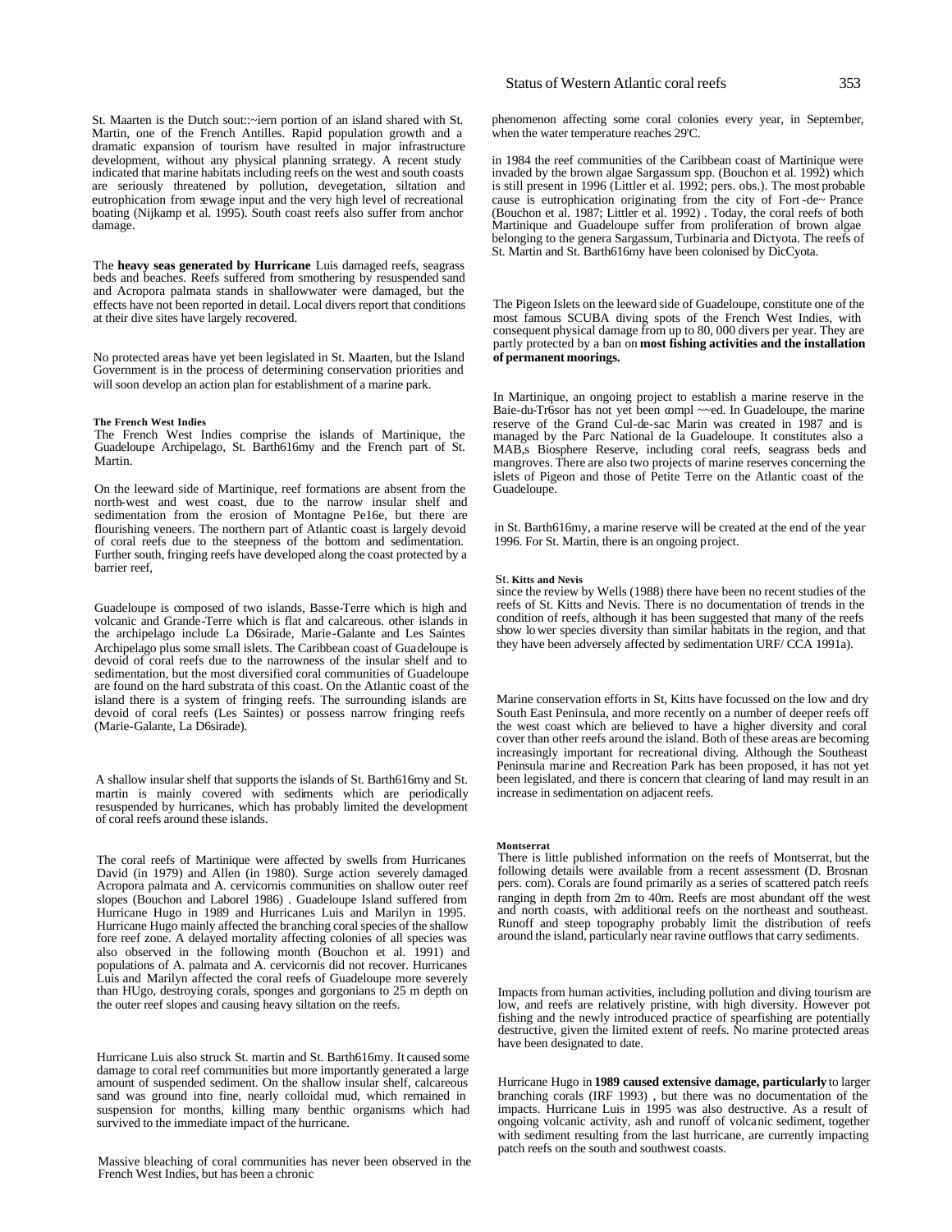St. Maarten is the Dutch sout::~iern portion of an island shared with St. Martin, one of the French Antilles. Rapid population growth and a dramatic expansion of tourism have resulted in major infrastructure development, without any physical planning srrategy. A recent study indicated that marine habitats including reefs on the west and south coasts are seriously threatened by pollution, devegetation, siltation and eutrophication from sewage input and the very high level of recreational boating (Nijkamp et al. 1995). South coast reefs also suffer from anchor damage.

The **heavy seas generated by Hurricane** Luis damaged reefs, seagrass beds and beaches. Reefs suffered from smothering by resuspended sand and Acropora palmata stands in shallowwater were damaged, but the effects have not been reported in detail. Local divers report that conditions at their dive sites have largely recovered.

No protected areas have yet been legislated in St. Maarten, but the Island Government is in the process of determining conservation priorities and will soon develop an action plan for establishment of a marine park.

#### The French West Indies

The French West Indies comprise the islands of Martinique, the Guadeloupe Archipelago, St. Barth616my and the French part of St. Martin.

On the leeward side of Martinique, reef formations are absent from the north-west and west coast, due to the narrow insular shelf and sedimentation from the erosion of Montagne Pe16e, but there are flourishing veneers. The northern part of Atlantic coast is largely devoid of coral reefs due to the steepness of the bottom and sedimentation. Further south, fringing reefs have developed along the coast protected by a barrier reef,

Guadeloupe is composed of two islands, Basse-Terre which is high and volcanic and Grande-Terre which is flat and calcareous. other islands in the archipelago include La D6sirade, Marie-Galante and Les Saintes Archipelago plus some small islets. The Caribbean coast of Guadeloupe is devoid of coral reefs due to the narrowness of the insular shelf and to sedimentation, but the most diversified coral communities of Guadeloupe are found on the hard substrata of this coast. On the Atlantic coast of the island there is a system of fringing reefs. The surrounding islands are devoid of coral reefs (Les Saintes) or possess narrow fringing reefs (Marie-Galante, La D6sirade).

A shallow insular shelf that supports the islands of St. Barth616my and St. martin is mainly covered with sediments which are periodically resuspended by hurricanes, which has probably limited the development of coral reefs around these islands.

The coral reefs of Martinique were affected by swells from Hurricanes David (in 1979) and Allen (in 1980). Surge action severely damaged Acropora palmata and A. cervicornis communities on shallow outer reef slopes (Bouchon and Laborel 1986) . Guadeloupe Island suffered from Hurricane Hugo in 1989 and Hurricanes Luis and Marilyn in 1995. Hurricane Hugo mainly affected the branching coral species of the shallow fore reef zone. A delayed mortality affecting colonies of all species was also observed in the following month (Bouchon et al. 1991) and populations of A. palmata and A. cervicornis did not recover. Hurricanes Luis and Marilyn affected the coral reefs of Guadeloupe more severely than HUgo, destroying corals, sponges and gorgonians to 25 m depth on the outer reef slopes and causing heavy siltation on the reefs.

Hurricane Luis also struck St. martin and St. Barth616my. It caused some damage to coral reef communities but more importantly generated a large amount of suspended sediment. On the shallow insular shelf, calcareous sand was ground into fine, nearly colloidal mud, which remained in suspension for months, killing many benthic organisms which had survived to the immediate impact of the hurricane.

Massive bleaching of coral communities has never been observed in the French West Indies, but has been a chronic phenomenon affecting some coral colonies every year, in September, when the water temperature reaches 29'C.

in 1984 the reef communities of the Caribbean coast of Martinique were invaded by the brown algae Sargassum spp. (Bouchon et al. 1992) which is still present in 1996 (Littler et al. 1992; pers. obs.). The most probable cause is eutrophication originating from the city of Fort-de~ Prance (Bouchon et al. 1987; Littler et al. 1992) . Today, the coral reefs of both Martinique and Guadeloupe suffer from proliferation of brown algae belonging to the genera Sargassum, Turbinaria and Dictyota. The reefs of St. Martin and St. Barth616my have been colonised by DicCyota.

The Pigeon Islets on the leeward side of Guadeloupe, constitute one of the most famous SCUBA diving spots of the French West Indies, with consequent physical damage from up to 80, 000 divers per year. They are partly protected by a ban on **most fishing activities and the installation of permanent moorings.**

In Martinique, an ongoing project to establish a marine reserve in the Baie-du-Tr6sor has not yet been compl ~~ed. In Guadeloupe, the marine reserve of the Grand Cul-de-sac Marin was created in 1987 and is managed by the Parc National de la Guadeloupe. It constitutes also a MAB,s Biosphere Reserve, including coral reefs, seagrass beds and mangroves. There are also two projects of marine reserves concerning the islets of Pigeon and those of Petite Terre on the Atlantic coast of the Guadeloupe.

in St. Barth616my, a marine reserve will be created at the end of the year 1996. For St. Martin, there is an ongoing project.

#### St. Kitts and Nevis

since the review by Wells (1988) there have been no recent studies of the reefs of St. Kitts and Nevis. There is no documentation of trends in the condition of reefs, although it has been suggested that many of the reefs show lower species diversity than similar habitats in the region, and that they have been adversely affected by sedimentation URF/ CCA 1991a).

Marine conservation efforts in St, Kitts have focussed on the low and dry South East Peninsula, and more recently on a number of deeper reefs off the west coast which are believed to have a higher diversity and coral cover than other reefs around the island. Both of these areas are becoming increasingly important for recreational diving. Although the Southeast Peninsula marine and Recreation Park has been proposed, it has not yet been legislated, and there is concern that clearing of land may result in an increase in sedimentation on adjacent reefs.

#### Montserrat

There is little published information on the reefs of Montserrat, but the following details were available from a recent assessment (D. Brosnan pers. com). Corals are found primarily as a series of scattered patch reefs ranging in depth from 2m to 40m. Reefs are most abundant off the west and north coasts, with additional reefs on the northeast and southeast. Runoff and steep topography probably limit the distribution of reefs around the island, particularly near ravine outflows that carry sediments.

Impacts from human activities, including pollution and diving tourism are low, and reefs are relatively pristine, with high diversity. However pot fishing and the newly introduced practice of spearfishing are potentially destructive, given the limited extent of reefs. No marine protected areas have been designated to date.

Hurricane Hugo in **1989 caused extensive damage, particularly** to larger branching corals (IRF 1993) , but there was no documentation of the impacts. Hurricane Luis in 1995 was also destructive. As a result of ongoing volcanic activity, ash and runoff of volcanic sediment, together with sediment resulting from the last hurricane, are currently impacting patch reefs on the south and southwest coasts.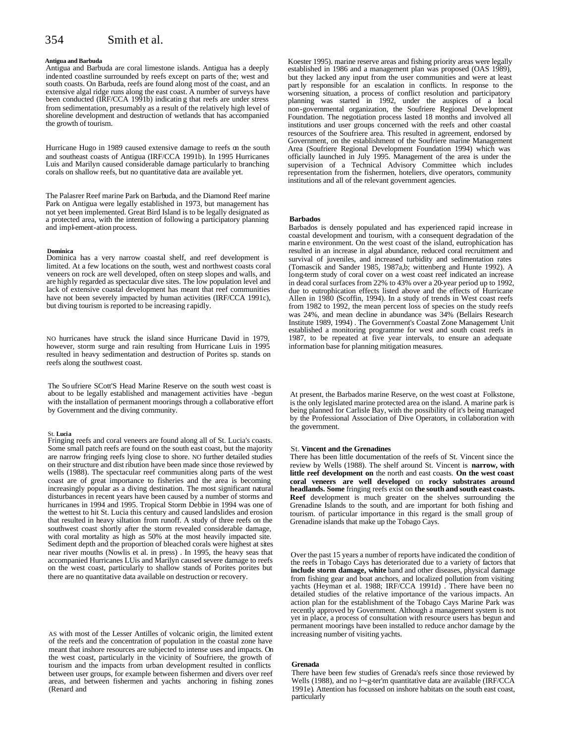### Antigua and Barbuda

Antigua and Barbuda are coral limestone islands. Antigua has a deeply indented coastline surrounded by reefs except on parts of the; west and south coasts. On Barbuda, reefs are found along most of the coast, and an extensive algal ridge runs along the east coast. A number of surveys have been conducted (IRF/CCA 1991b) indicatin g that reefs are under stress from sedimentation, presumably as a result of the relatively high level of shoreline development and destruction of wetlands that has accompanied the growth of tourism.

Hurricane Hugo in 1989 caused extensive damage to reefs on the south and southeast coasts of Antigua (IRF/CCA 1991b). In 1995 Hurricanes Luis and Marilyn caused considerable damage particularly to branching corals on shallow reefs, but no quantitative data are available yet.

The Palasrer Reef marine Park on Barbuda, and the Diamond Reef marine Park on Antigua were legally established in 1973, but management has not yet been implemented. Great Bird Island is to be legally designated as a protected area, with the intention of following a participatory planning and impl-ement-ation process.

### Dominica

Dominica has a very narrow coastal shelf, and reef development is limited. At a few locations on the south, west and northwest coasts coral veneers on rock are well developed, often on steep slopes and walls, and are highly regarded as spectacular dive sites. The low population level and lack of extensive coastal development has meant that reef communities have not been severely impacted by human activities (IRF/CCA 1991c), but diving tourism is reported to be increasing rapidly.

NO hurricanes have struck the island since Hurricane David in 1979, however, storm surge and rain resulting from Hurricane Luis in 1995 resulted in heavy sedimentation and destruction of Porites sp. stands on reefs along the southwest coast.

The So ufriere SCott'S Head Marine Reserve on the south west coast is about to be legally established and management activities have -begun with the installation of permanent moorings through a collaborative effort by Government and the diving community.

### St. Lucia

Fringing reefs and coral veneers are found along all of St. Lucia's coasts. Some small patch reefs are found on the south east coast, but the majority are narrow fringing reefs lying close to shore. NO further detailed studies on their structure and dist ribution have been made since those reviewed by wells (1988). The spectacular reef communities along parts of the west coast are of great importance to fisheries and the area is becoming increasingly popular as a diving destination. The most significant natural disturbances in recent years have been caused by a number of storms and hurricanes in 1994 and 1995. Tropical Storm Debbie in 1994 was one of the wettest to hit St. Lucia this century and caused landslides and erosion that resulted in heavy siltation from runoff. A study of three reefs on the southwest coast shortly after the storm revealed considerable damage, with coral mortality as high as 50% at the most heavily impacted site. Sediment depth and the proportion of bleached corals were highest at sites near river mouths (Nowlis et al. in press) . In 1995, the heavy seas that accompanied Hurricanes LUis and Marilyn caused severe damage to reefs on the west coast, particularly to shallow stands of Porites porites but there are no quantitative data available on destruction or recovery.

AS with most of the Lesser Antilles of volcanic origin, the limited extent of the reefs and the concentration of population in the coastal zone have meant that inshore resources are subjected to intense uses and impacts. On the west coast, particularly in the vicinity of Soufriere, the growth of tourism and the impacts from urban development resulted in conflicts between user groups, for example between fishermen and divers over reef areas, and between fishermen and yachts anchoring in fishing zones (Renard and Koester 1995). marine reserve areas and fishing priority areas were legally established in 1986 and a management plan was proposed (OAS 1989), but they lacked any input from the user communities and were at least part ly responsible for an escalation in conflicts. In response to the worsening situation, a process of conflict resolution and participatory planning was started in 1992, under the auspices of a local non-governmental organization, the Soufriere Regional Development Foundation. The negotiation process lasted 18 months and involved all institutions and user groups concerned with the reefs and other coastal resources of the Soufriere area. This resulted in agreement, endorsed by Government, on the establishment of the Soufriere marine Management Area (Soufriere Regional Development Foundation 1994) which was officially launched in July 1995. Management of the area is under the supervision of a Technical Advisory Committee which includes representation from the fishermen, hoteliers, dive operators, community institutions and all of the relevant government agencies.

### Barbados

Barbados is densely populated and has experienced rapid increase in coastal development and tourism, with a consequent degradation of the marin e environment. On the west coast of the island, eutrophication has resulted in an increase in algal abundance, reduced coral recruitment and survival of juveniles, and increased turbidity and sedimentation rates (Tomascik and Sander 1985, 1987a,b; wittenberg and Hunte 1992). A long-term study of coral cover on a west coast reef indicated an increase in dead coral surfaces from 22% to 43% over a 20-year period up to 1992, due to eutrophication effects listed above and the effects of Hurricane Allen in 1980 (Scoffin, 1994). In a study of trends in West coast reefs from 1982 to 1992, the mean percent loss of species on the study reefs was 24%, and mean decline in abundance was 34% (Bellairs Research Institute 1989, 1994) . The Government's Coastal Zone Management Unit established a monitoring programme for west and south coast reefs in 1987, to be repeated at five year intervals, to ensure an adequate information base for planning mitigation measures.

At present, the Barbados marine Reserve, on the west coast at Folkstone, is the only legislated marine protected area on the island. A marine park is being planned for Carlisle Bay, with the possibility of it's being managed by the Professional Association of Dive Operators, in collaboration with the government.

### St. Vincent and the Grenadines

There has been little documentation of the reefs of St. Vincent since the review by Wells (1988). The shelf around St. Vincent is **narrow, with little reef development on** the north and east coasts. **On the west coast coral veneers are well developed** on **rocky substrates around headlands. Some** fringing reefs exist on **the south and south east coasts. Reef** development is much greater on the shelves surrounding the Grenadine Islands to the south, and are important for both fishing and tourism. of particular importance in this regard is the small group of Grenadine islands that make up the Tobago Cays.

Over the past 15 years a number of reports have indicated the condition of the reefs in Tobago Cays has deteriorated due to a variety of factors that **include storm damage, white** band and other diseases, physical damage from fishing gear and boat anchors, and localized pollution from visiting yachts (Heyman et al. 1988; IRF/CCA 1991d) . There have been no detailed studies of the relative importance of the various impacts. An action plan for the establishment of the Tobago Cays Marine Park was recently approved by Government. Although a management system is not yet in place, a process of consultation with resource users has begun and permanent moorings have been installed to reduce anchor damage by the increasing number of visiting yachts.

### Grenada

There have been few studies of Grenada's reefs since those reviewed by Wells (1988), and no l~g-ter'm quantitative data are available (IRF/CCA 1991e). Attention has focussed on inshore habitats on the south east coast, particularly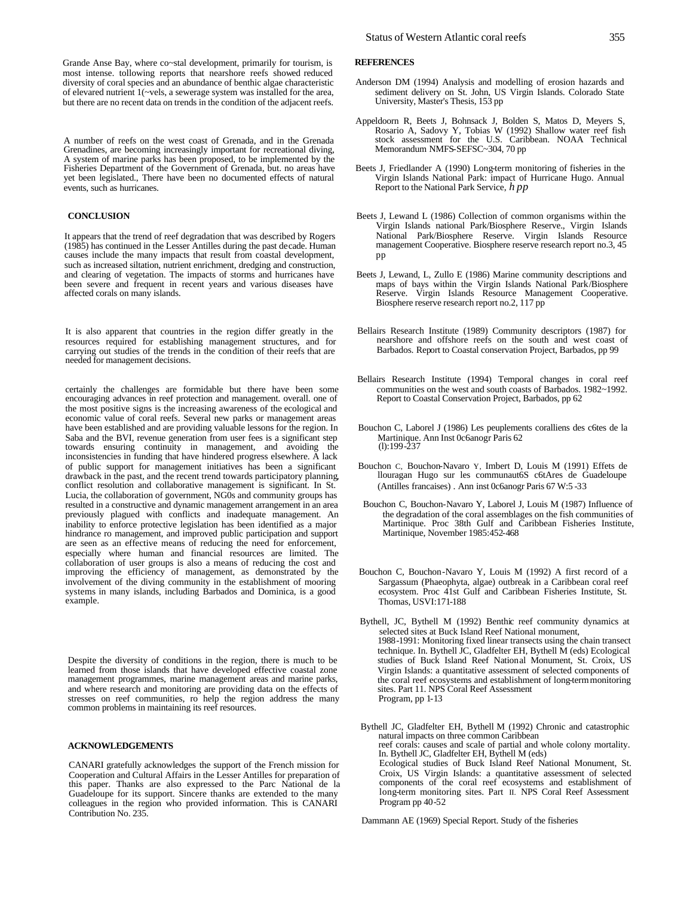Grande Anse Bay, where co~stal development, primarily for tourism, is most intense. tollowing reports that nearshore reefs showed reduced diversity of coral species and an abundance of benthic algae characteristic of elevared nutrient 1(~vels, a sewerage system was installed for the area, but there are no recent data on trends in the condition of the adjacent reefs.

A number of reefs on the west coast of Grenada, and in the Grenada Grenadines, are becoming increasingly important for recreational diving, A system of marine parks has been proposed, to be implemented by the Fisheries Department of the Government of Grenada, but. no areas have yet been legislated., There have been no documented effects of natural events, such as hurricanes.

## CONCLUSION

It appears that the trend of reef degradation that was described by Rogers (1985) has continued in the Lesser Antilles during the past decade. Human causes include the many impacts that result from coastal development, such as increased siltation, nutrient enrichment, dredging and construction, and clearing of vegetation. The impacts of storms and hurricanes have been severe and frequent in recent years and various diseases have affected corals on many islands.

It is also apparent that countries in the region differ greatly in the resources required for establishing management structures, and for carrying out studies of the trends in the condition of their reefs that are needed for management decisions.

certainly the challenges are formidable but there have been some encouraging advances in reef protection and management. overall. one of the most positive signs is the increasing awareness of the ecological and economic value of coral reefs. Several new parks or management areas have been established and are providing valuable lessons for the region. In Saba and the BVI, revenue generation from user fees is a significant step towards ensuring continuity in management, and avoiding the inconsistencies in funding that have hindered progress elsewhere. A lack of public support for management initiatives has been a significant drawback in the past, and the recent trend towards participatory planning, conflict resolution and collaborative management is significant. In St. Lucia, the collaboration of government, NG0s and community groups has resulted in a constructive and dynamic management arrangement in an area previously plagued with conflicts and inadequate management. An inability to enforce protective legislation has been identified as a major hindrance ro management, and improved public participation and support are seen as an effective means of reducing the need for enforcement, especially where human and financial resources are limited. The collaboration of user groups is also a means of reducing the cost and improving the efficiency of management, as demonstrated by the involvement of the diving community in the establishment of mooring systems in many islands, including Barbados and Dominica, is a good example.

Despite the diversity of conditions in the region, there is much to be learned from those islands that have developed effective coastal zone management programmes, marine management areas and marine parks, and where research and monitoring are providing data on the effects of stresses on reef communities, ro help the region address the many common problems in maintaining its reef resources.

## ACKNOWLEDGEMENTS

CANARI gratefully acknowledges the support of the French mission for Cooperation and Cultural Affairs in the Lesser Antilles for preparation of this paper. Thanks are also expressed to the Parc National de la Guadeloupe for its support. Sincere thanks are extended to the many colleagues in the region who provided information. This is CANARI Contribution No. 235.

## REFERENCES

Anderson DM (1994) Analysis and modelling of erosion hazards and sediment delivery on St. John, US Virgin Islands. Colorado State University, Master's Thesis, 153 pp

Appeldoorn R, Beets J, Bohnsack J, Bolden S, Matos D, Meyers S, Rosario A, Sadovy Y, Tobias W (1992) Shallow water reef fish stock assessment for the U.S. Caribbean. NOAA Technical Memorandum NMFS-SEFSC~304, 70 pp

Beets J, Friedlander A (1990) Long-term monitoring of fisheries in the Virgin Islands National Park: impact of Hurricane Hugo. Annual Report to the National Park Service, *h pp*

Beets J, Lewand L (1986) Collection of common organisms within the Virgin Islands national Park/Biosphere Reserve., Virgin Islands National Park/Biosphere Reserve. Virgin Islands Resource management Cooperative. Biosphere reserve research report no.3, 45 pp

Beets J, Lewand, L, Zullo E (1986) Marine community descriptions and maps of bays within the Virgin Islands National Park/Biosphere Reserve. Virgin Islands Resource Management Cooperative. Biosphere reserve research report no.2, 117 pp

Bellairs Research Institute (1989) Community descriptors (1987) for nearshore and offshore reefs on the south and west coast of Barbados. Report to Coastal conservation Project, Barbados, pp 99

Bellairs Research Institute (1994) Temporal changes in coral reef communities on the west and south coasts of Barbados. 1982~1992. Report to Coastal Conservation Project, Barbados, pp 62

Bouchon C, Laborel J (1986) Les peuplements coralliens des c6tes de la Martinique. Ann Inst 0c6anogr Paris 62 (l):199-237

Bouchon C, Bouchon-Navaro Y, Imbert D, Louis M (1991) Effets de llouragan Hugo sur les communaut6S c6tAres de Guadeloupe (Antilles francaises) . Ann inst 0c6anogr Paris 67 W:5 -33

Bouchon C, Bouchon-Navaro Y, Laborel J, Louis M (1987) Influence of the degradation of the coral assemblages on the fish communities of Martinique. Proc 38th Gulf and Caribbean Fisheries Institute, Martinique, November 1985:452-468

Bouchon C, Bouchon-Navaro Y, Louis M (1992) A first record of a Sargassum (Phaeophyta, algae) outbreak in a Caribbean coral reef ecosystem. Proc 41st Gulf and Caribbean Fisheries Institute, St. Thomas, USVI:171-188

Bythell, JC, Bythell M (1992) Benthic reef community dynamics at selected sites at Buck Island Reef National monument, 1988-1991: Monitoring fixed linear transects using the chain transect technique. In. Bythell JC, Gladfelter EH, Bythell M (eds) Ecological studies of Buck Island Reef National Monument, St. Croix, US Virgin Islands: a quantitative assessment of selected components of the coral reef ecosystems and establishment of long-term monitoring sites. Part 11. NPS Coral Reef Assessment Program, pp 1-13

Bythell JC, Gladfelter EH, Bythell M (1992) Chronic and catastrophic natural impacts on three common Caribbean reef corals: causes and scale of partial and whole colony mortality. In. Bythell JC, Gladfelter EH, Bythell M (eds) Ecological studies of Buck Island Reef National Monument, St. Croix, US Virgin Islands: a quantitative assessment of selected components of the coral reef ecosystems and establishment of long-term monitoring sites. Part II. NPS Coral Reef Assessment Program pp 40-52

Dammann AE (1969) Special Report. Study of the fisheries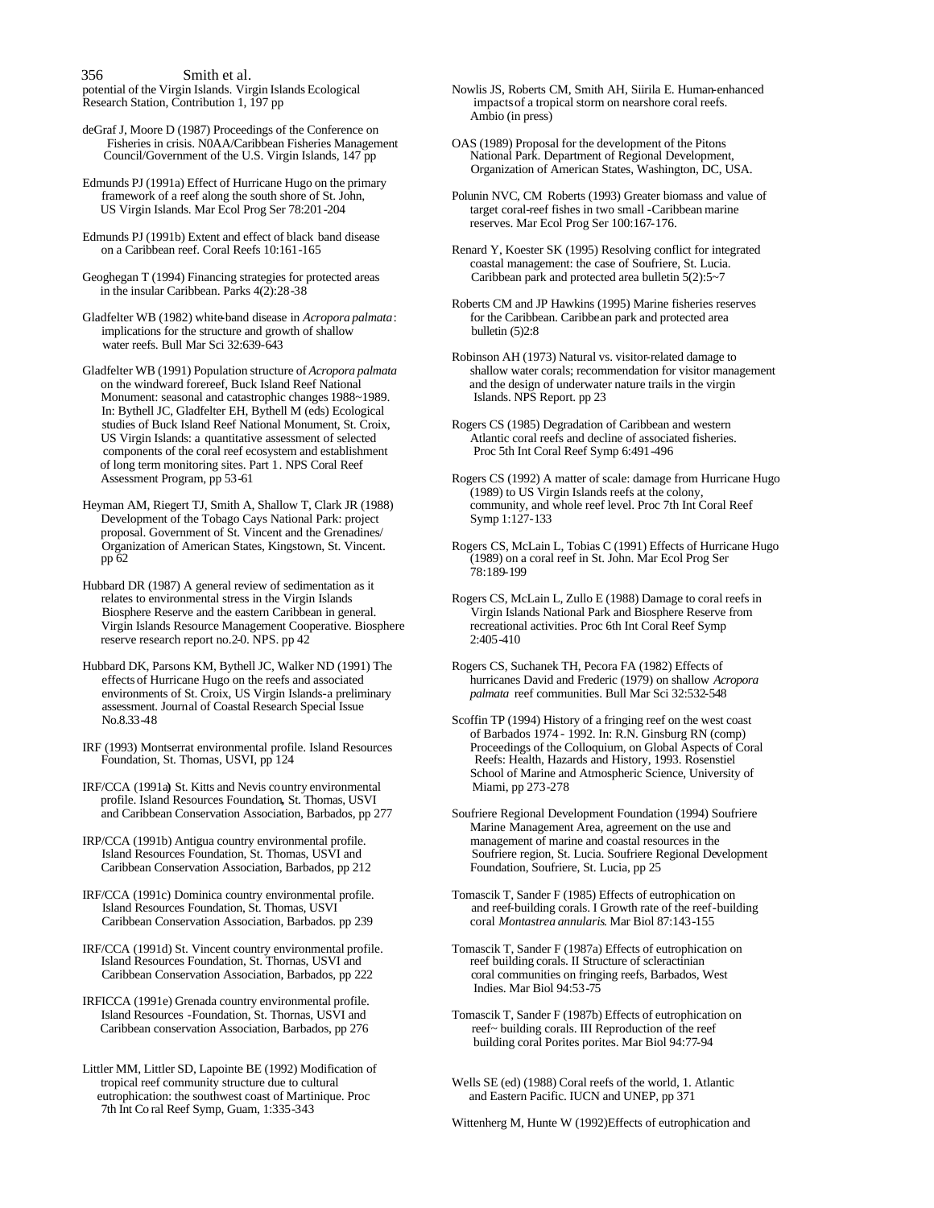potential of the Virgin Islands. Virgin Islands Ecological Research Station, Contribution 1, 197 pp

deGraf J, Moore D (1987) Proceedings of the Conference on Fisheries in crisis. N0AA/Caribbean Fisheries Management Council/Government of the U.S. Virgin Islands, 147 pp

Edmunds PJ (1991a) Effect of Hurricane Hugo on the primary framework of a reef along the south shore of St. John, US Virgin Islands. Mar Ecol Prog Ser 78:201-204

Edmunds PJ (1991b) Extent and effect of black band disease on a Caribbean reef. Coral Reefs 10:161-165

Geoghegan T (1994) Financing strategies for protected areas in the insular Caribbean. Parks 4(2):28-38

Gladfelter WB (1982) white-band disease in *Acropora palmata*: implications for the structure and growth of shallow water reefs. Bull Mar Sci 32:639-643

Gladfelter WB (1991) Population structure of *Acropora palmata* on the windward forereef, Buck Island Reef National Monument: seasonal and catastrophic changes 1988~1989. In: Bythell JC, Gladfelter EH, Bythell M (eds) Ecological studies of Buck Island Reef National Monument, St. Croix, US Virgin Islands: a quantitative assessment of selected components of the coral reef ecosystem and establishment of long term monitoring sites. Part 1. NPS Coral Reef Assessment Program, pp 53-61

Heyman AM, Riegert TJ, Smith A, Shallow T, Clark JR (1988) Development of the Tobago Cays National Park: project proposal. Government of St. Vincent and the Grenadines/ Organization of American States, Kingstown, St. Vincent. pp 62

Hubbard DR (1987) A general review of sedimentation as it relates to environmental stress in the Virgin Islands Biosphere Reserve and the eastern Caribbean in general. Virgin Islands Resource Management Cooperative. Biosphere reserve research report no.2-0. NPS. pp 42

Hubbard DK, Parsons KM, Bythell JC, Walker ND (1991) The effects of Hurricane Hugo on the reefs and associated environments of St. Croix, US Virgin Islands-a preliminary assessment. Journal of Coastal Research Special Issue No.8.33-48

IRF (1993) Montserrat environmental profile. Island Resources Foundation, St. Thomas, USVI, pp 124

IRF/CCA (1991a) St. Kitts and Nevis country environmental profile. Island Resources Foundation, St. Thomas, USVI and Caribbean Conservation Association, Barbados, pp 277

IRP/CCA (1991b) Antigua country environmental profile. Island Resources Foundation, St. Thomas, USVI and Caribbean Conservation Association, Barbados, pp 212

IRF/CCA (1991c) Dominica country environmental profile. Island Resources Foundation, St. Thomas, USVI Caribbean Conservation Association, Barbados. pp 239

IRF/CCA (1991d) St. Vincent country environmental profile. Island Resources Foundation, St. Thornas, USVI and Caribbean Conservation Association, Barbados, pp 222

IRFICCA (1991e) Grenada country environmental profile. Island Resources -Foundation, St. Thornas, USVI and Caribbean conservation Association, Barbados, pp 276

Littler MM, Littler SD, Lapointe BE (1992) Modification of tropical reef community structure due to cultural eutrophication: the southwest coast of Martinique. Proc 7th Int Coral Reef Symp, Guam, 1:335-343

Nowlis JS, Roberts CM, Smith AH, Siirila E. Human-enhanced impacts of a tropical storm on nearshore coral reefs. Ambio (in press)

OAS (1989) Proposal for the development of the Pitons National Park. Department of Regional Development, Organization of American States, Washington, DC, USA.

Polunin NVC, CM Roberts (1993) Greater biomass and value of target coral-reef fishes in two small -Caribbean marine reserves. Mar Ecol Prog Ser 100:167-176.

Renard Y, Koester SK (1995) Resolving conflict for integrated coastal management: the case of Soufriere, St. Lucia. Caribbean park and protected area bulletin 5(2):5~7

Roberts CM and JP Hawkins (1995) Marine fisheries reserves for the Caribbean. Caribbean park and protected area bulletin (5)2:8

Robinson AH (1973) Natural vs. visitor-related damage to shallow water corals; recommendation for visitor management and the design of underwater nature trails in the virgin Islands. NPS Report. pp 23

Rogers CS (1985) Degradation of Caribbean and western Atlantic coral reefs and decline of associated fisheries. Proc 5th Int Coral Reef Symp 6:491-496

Rogers CS (1992) A matter of scale: damage from Hurricane Hugo (1989) to US Virgin Islands reefs at the colony, community, and whole reef level. Proc 7th Int Coral Reef Symp 1:127-133

Rogers CS, McLain L, Tobias C (1991) Effects of Hurricane Hugo (1989) on a coral reef in St. John. Mar Ecol Prog Ser 78:189-199

Rogers CS, McLain L, Zullo E (1988) Damage to coral reefs in Virgin Islands National Park and Biosphere Reserve from recreational activities. Proc 6th Int Coral Reef Symp 2:405-410

Rogers CS, Suchanek TH, Pecora FA (1982) Effects of hurricanes David and Frederic (1979) on shallow *Acropora palmata* reef communities. Bull Mar Sci 32:532-548

Scoffin TP (1994) History of a fringing reef on the west coast of Barbados 1974 - 1992. In: R.N. Ginsburg RN (comp) Proceedings of the Colloquium, on Global Aspects of Coral Reefs: Health, Hazards and History, 1993. Rosenstiel School of Marine and Atmospheric Science, University of Miami, pp 273-278

Soufriere Regional Development Foundation (1994) Soufriere Marine Management Area, agreement on the use and management of marine and coastal resources in the Soufriere region, St. Lucia. Soufriere Regional Development Foundation, Soufriere, St. Lucia, pp 25

Tomascik T, Sander F (1985) Effects of eutrophication on reef-building corals. I Growth rate of the reef-building coral *Montastrea annularis*. Mar Biol 87:143-155

Tomascik T, Sander F (1987a) Effects of eutrophication on reef building corals. II Structure of scleractinian coral communities on fringing reefs, Barbados, West Indies. Mar Biol 94:53-75

Tomascik T, Sander F (1987b) Effects of eutrophication on reef~ building corals. III Reproduction of the reef building coral Porites porites. Mar Biol 94:77-94

Wells SE (ed) (1988) Coral reefs of the world, 1. Atlantic and Eastern Pacific. IUCN and UNEP, pp 371

Wittenherg M, Hunte W (1992)Effects of eutrophication and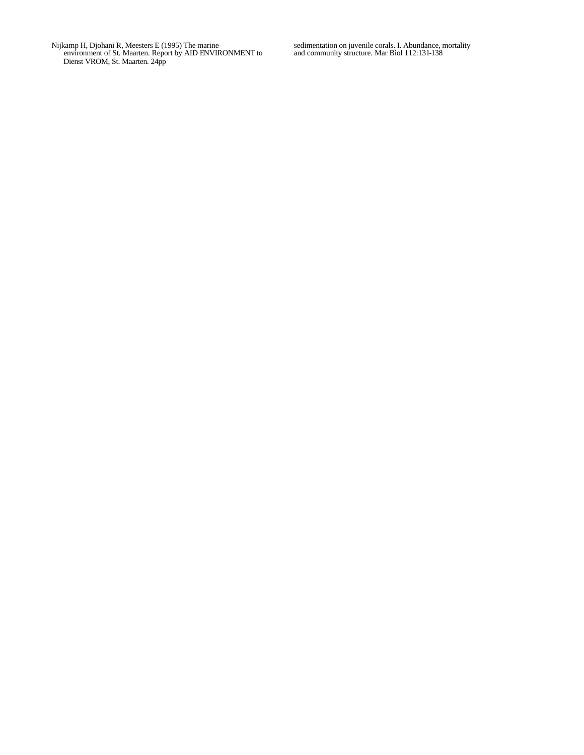Nijkamp H, Djohani R, Meesters E (1995) The marine environment of St. Maarten. Report by AID ENVIRONMENT to Dienst VROM, St. Maarten. 24pp

sedimentation on juvenile corals. I. Abundance, mortality and community structure. Mar Biol 112:131-138